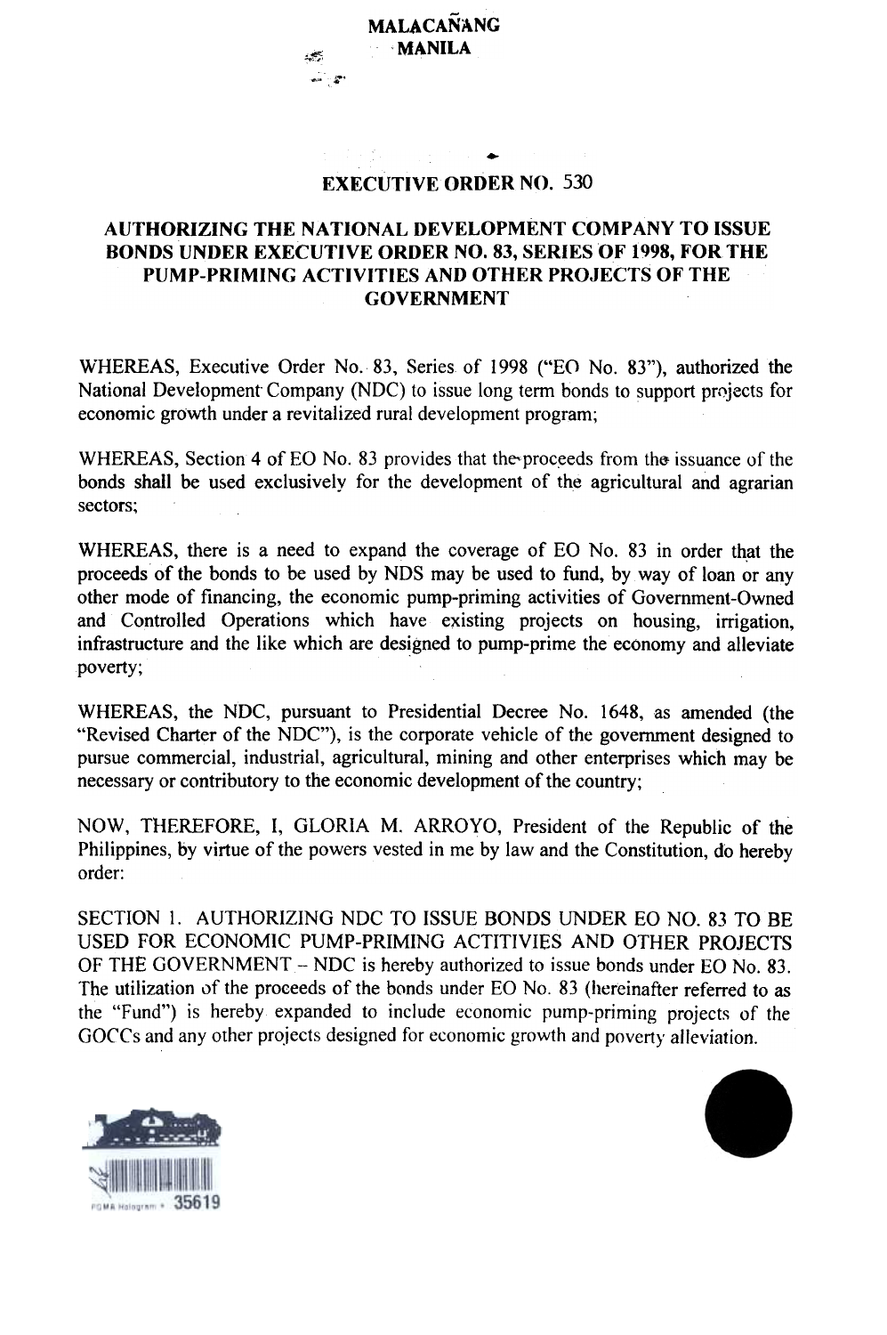**MALACAÑANG**
**MANILA**

# EXECUTIVE ORDER NO. 530

## AUTHORIZING THE NATIONAL DEVELOPMENT COMPANY TO ISSUE BONDS UNDER EXECUTIVE ORDER NO. 83, SERIES OF 1998, FOR THE PUMP-PRIMING ACTIVITIES AND OTHER PROJECTS OF THE GOVERNMENT

WHEREAS, Executive Order No. 83, Series of 1998 ("EO No. 83"), authorized the National Development Company (NDC) to issue long term bonds to support projects for economic growth under a revitalized rural development program;

WHEREAS, Section 4 of EO No. 83 provides that the proceeds from the issuance of the bonds shall be used exclusively for the development of the agricultural and agrarian sectors;

WHEREAS, there is a need to expand the coverage of EO No. 83 in order that the proceeds of the bonds to be used by NDS may be used to fund, by way of loan or any other mode of financing, the economic pump-priming activities of Government-Owned and Controlled Operations which have existing projects on housing, irrigation, infrastructure and the like which are designed to pump-prime the economy and alleviate poverty;

WHEREAS, the NDC, pursuant to Presidential Decree No. 1648, as amended (the "Revised Charter of the NDC"), is the corporate vehicle of the government designed to pursue commercial, industrial, agricultural, mining and other enterprises which may be necessary or contributory to the economic development of the country;

NOW, THEREFORE, I, GLORIA M. ARROYO, President of the Republic of the Philippines, by virtue of the powers vested in me by law and the Constitution, do hereby order:

SECTION 1. AUTHORIZING NDC TO ISSUE BONDS UNDER EO NO. 83 TO BE USED FOR ECONOMIC PUMP-PRIMING ACTITIVIES AND OTHER PROJECTS OF THE GOVERNMENT – NDC is hereby authorized to issue bonds under EO No. 83. The utilization of the proceeds of the bonds under EO No. 83 (hereinafter referred to as the "Fund") is hereby expanded to include economic pump-priming projects of the GOCCs and any other projects designed for economic growth and poverty alleviation.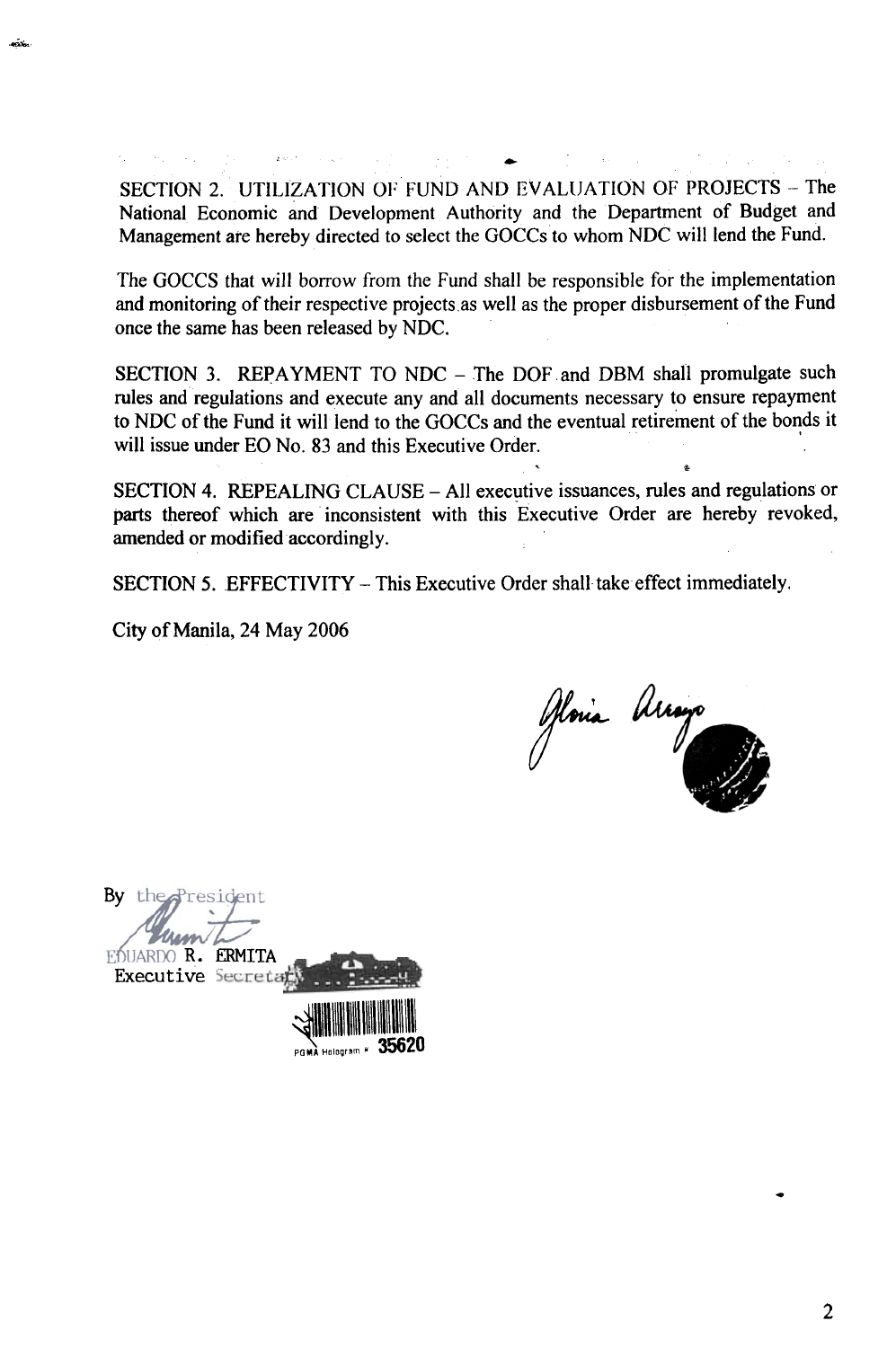SECTION 2. UTILIZATION OF FUND AND EVALUATION OF PROJECTS – The National Economic and Development Authority and the Department of Budget and Management are hereby directed to select the GOCCs to whom NDC will lend the Fund.

The GOCCS that will borrow from the Fund shall be responsible for the implementation and monitoring of their respective projects as well as the proper disbursement of the Fund once the same has been released by NDC.

SECTION 3. REPAYMENT TO NDC – The DOF and DBM shall promulgate such rules and regulations and execute any and all documents necessary to ensure repayment to NDC of the Fund it will lend to the GOCCs and the eventual retirement of the bonds it will issue under EO No. 83 and this Executive Order.

SECTION 4. REPEALING CLAUSE – All executive issuances, rules and regulations or parts thereof which are inconsistent with this Executive Order are hereby revoked, amended or modified accordingly.

SECTION 5. EFFECTIVITY – This Executive Order shall take effect immediately.

City of Manila, 24 May 2006

Gloria Arroyo

By the President

EDUARDO R. ERMITA
Executive Secretary

PGMA Hologram # 35620